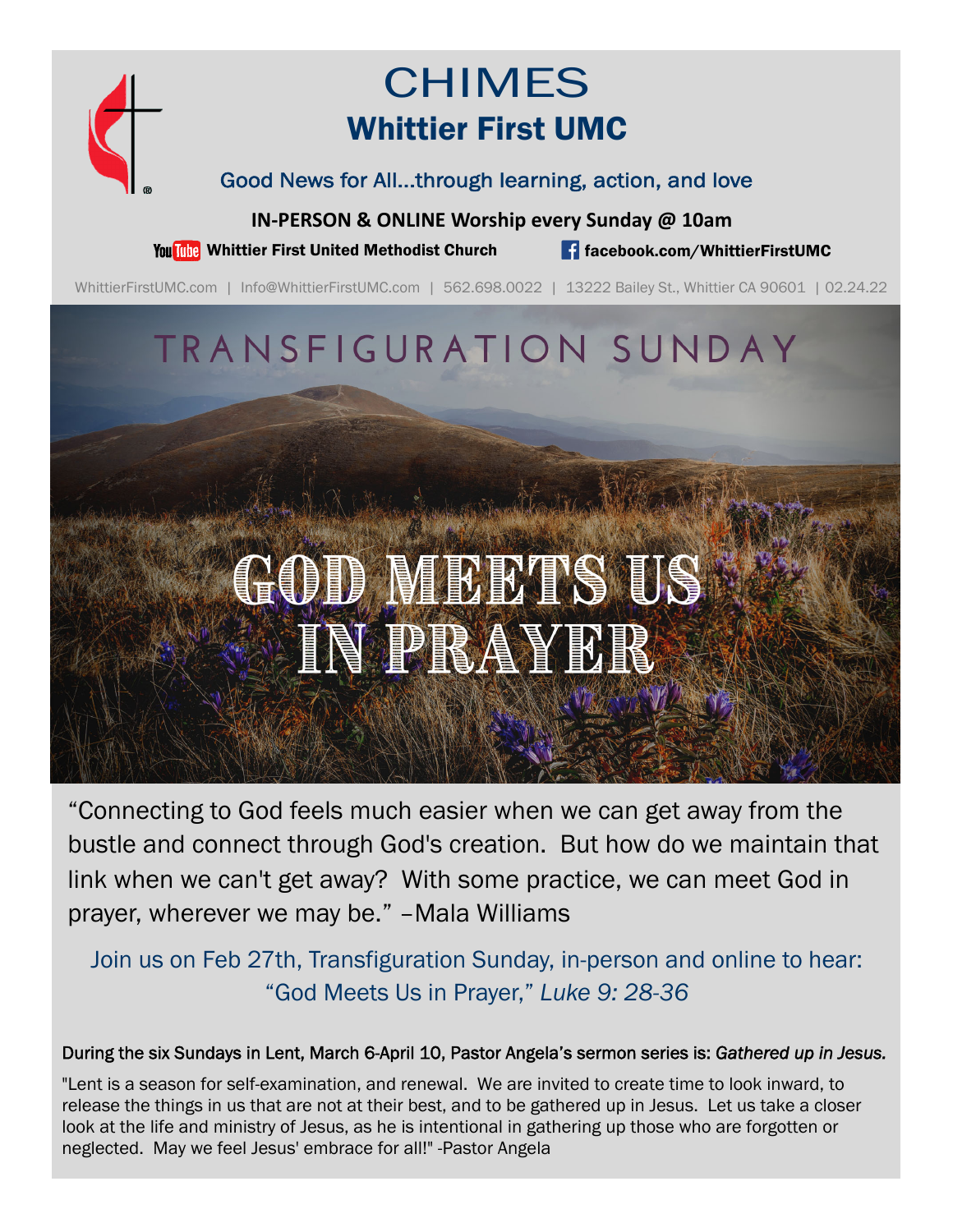# CHIMES

## Whittier First UMC

Good News for All...through learning, action, and love

**IN-PERSON & ONLINE Worship every Sunday @ 10am**

**Whittier First United Methodist Church** | **facebook.com/WhittierFirstUMC**

WhittierFirstUMC.com | Info@WhittierFirstUMC.com | 562.698.0022 | 13222 Bailey St., Whittier CA 90601 | 02.24.22

## TRANSFIGURATION SUNDAY

# GOD MEETS US IN PRAYER

"Connecting to God feels much easier when we can get away from the bustle and connect through God's creation. But how do we maintain that link when we can't get away? With some practice, we can meet God in prayer, wherever we may be." –Mala Williams

Join us on Feb 27th, Transfiguration Sunday, in-person and online to hear: "God Meets Us in Prayer," *Luke 9: 28-36*

During the six Sundays in Lent, March 6-April 10, Pastor Angela's sermon series is: *Gathered up in Jesus.*

"Lent is a season for self-examination, and renewal. We are invited to create time to look inward, to release the things in us that are not at their best, and to be gathered up in Jesus. Let us take a closer look at the life and ministry of Jesus, as he is intentional in gathering up those who are forgotten or neglected. May we feel Jesus' embrace for all!" -Pastor Angela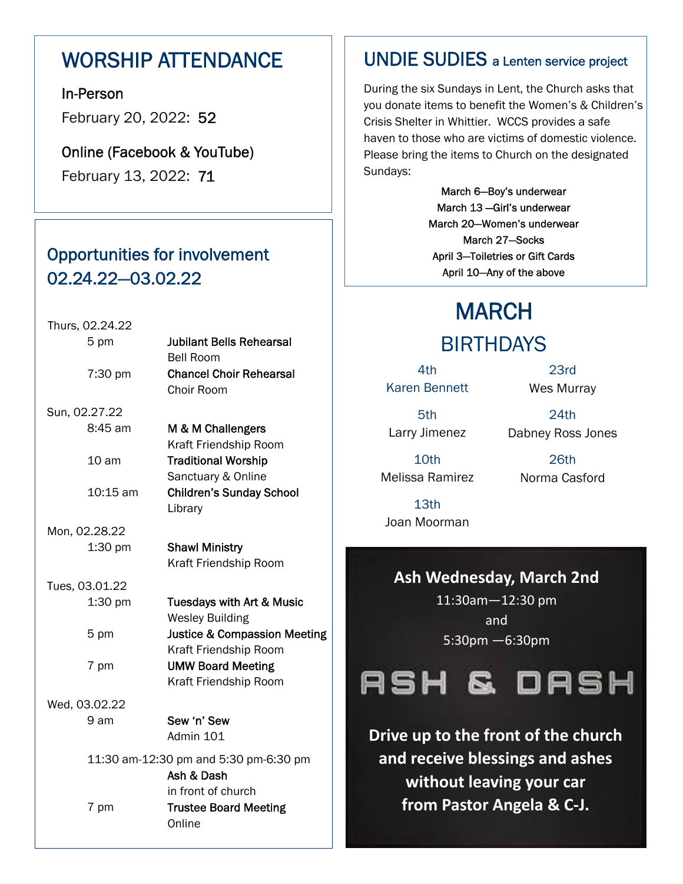## WORSHIP ATTENDANCE

**In-Person**

February 20, 2022: 52

**Online (Facebook & YouTube)**

February 13, 2022: 71

## Opportunities for involvement 02.24.22—03.02.22

**Thurs, 02.24.22**

- 5 pm — **Jubilant Bells Rehearsal**, Bell Room
- 7:30 pm — **Chancel Choir Rehearsal**, Choir Room

**Sun, 02.27.22**

- 8:45 am — **M & M Challengers**, Kraft Friendship Room
- 10 am — **Traditional Worship**, Sanctuary & Online
- 10:15 am — **Children's Sunday School**, Library

**Mon, 02.28.22**

- 1:30 pm — **Shawl Ministry**, Kraft Friendship Room

**Tues, 03.01.22**

- 1:30 pm — **Tuesdays with Art & Music**, Wesley Building
- 5 pm — **Justice & Compassion Meeting**, Kraft Friendship Room
- 7 pm — **UMW Board Meeting**, Kraft Friendship Room

**Wed, 03.02.22**

- 9 am — **Sew 'n' Sew**, Admin 101
- 11:30 am-12:30 pm and 5:30 pm-6:30 pm — **Ash & Dash**, in front of church
- 7 pm — **Trustee Board Meeting**, Online

## UNDIE SUDIES a Lenten service project

During the six Sundays in Lent, the Church asks that you donate items to benefit the Women's & Children's Crisis Shelter in Whittier. WCCS provides a safe haven to those who are victims of domestic violence. Please bring the items to Church on the designated Sundays:

March 6—Boy's underwear
March 13 —Girl's underwear
March 20—Women's underwear
March 27—Socks
April 3—Toiletries or Gift Cards
April 10—Any of the above

## MARCH BIRTHDAYS

4th
Karen Bennett

5th
Larry Jimenez

10th
Melissa Ramirez

13th
Joan Moorman

23rd
Wes Murray

24th
Dabney Ross Jones

26th
Norma Casford

**Ash Wednesday, March 2nd**

11:30am—12:30 pm
and
5:30pm —6:30pm

# ASH & DASH

**Drive up to the front of the church and receive blessings and ashes without leaving your car from Pastor Angela & C-J.**